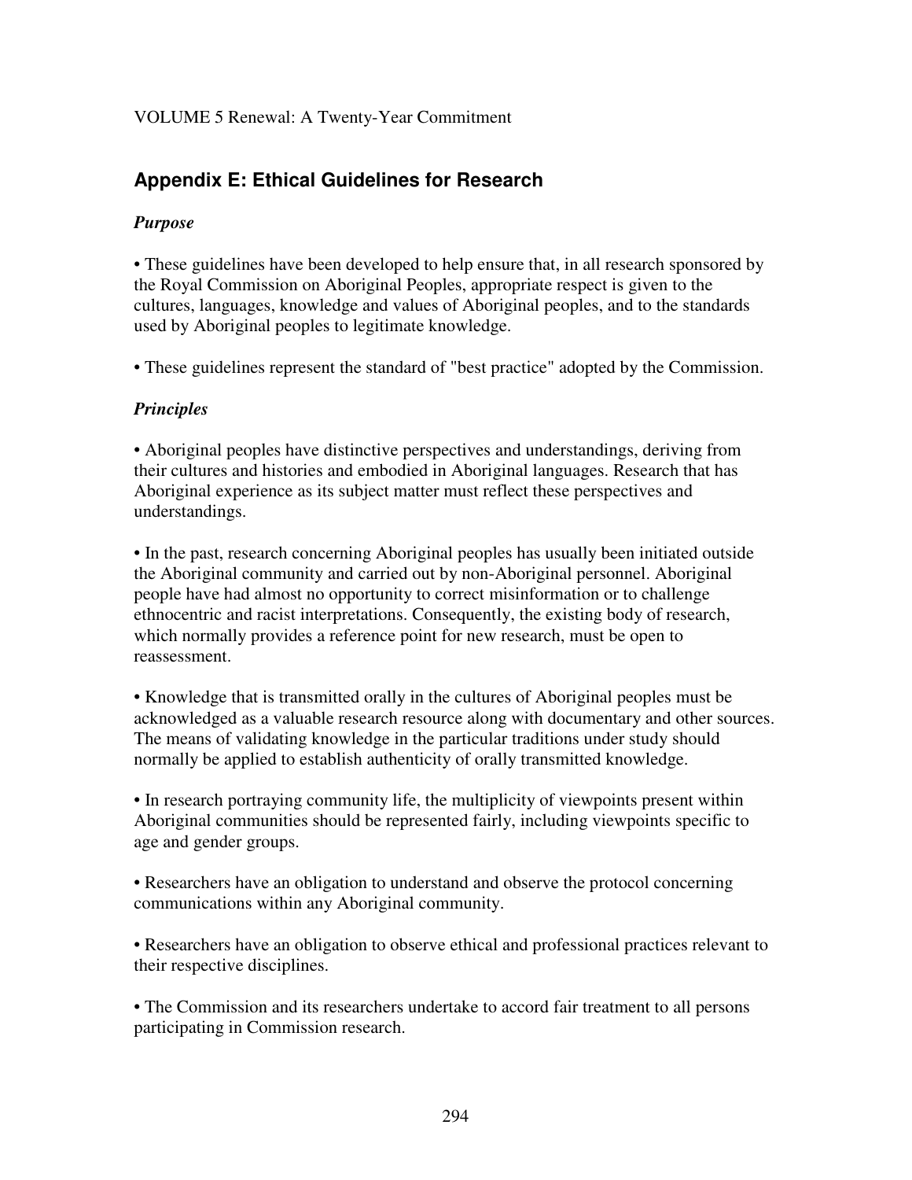VOLUME 5 Renewal: A Twenty-Year Commitment

## Appendix E: Ethical Guidelines for Research

### *Purpose*

- These guidelines have been developed to help ensure that, in all research sponsored by the Royal Commission on Aboriginal Peoples, appropriate respect is given to the cultures, languages, knowledge and values of Aboriginal peoples, and to the standards used by Aboriginal peoples to legitimate knowledge.

- These guidelines represent the standard of "best practice" adopted by the Commission.

### *Principles*

- Aboriginal peoples have distinctive perspectives and understandings, deriving from their cultures and histories and embodied in Aboriginal languages. Research that has Aboriginal experience as its subject matter must reflect these perspectives and understandings.

- In the past, research concerning Aboriginal peoples has usually been initiated outside the Aboriginal community and carried out by non-Aboriginal personnel. Aboriginal people have had almost no opportunity to correct misinformation or to challenge ethnocentric and racist interpretations. Consequently, the existing body of research, which normally provides a reference point for new research, must be open to reassessment.

- Knowledge that is transmitted orally in the cultures of Aboriginal peoples must be acknowledged as a valuable research resource along with documentary and other sources. The means of validating knowledge in the particular traditions under study should normally be applied to establish authenticity of orally transmitted knowledge.

- In research portraying community life, the multiplicity of viewpoints present within Aboriginal communities should be represented fairly, including viewpoints specific to age and gender groups.

- Researchers have an obligation to understand and observe the protocol concerning communications within any Aboriginal community.

- Researchers have an obligation to observe ethical and professional practices relevant to their respective disciplines.

- The Commission and its researchers undertake to accord fair treatment to all persons participating in Commission research.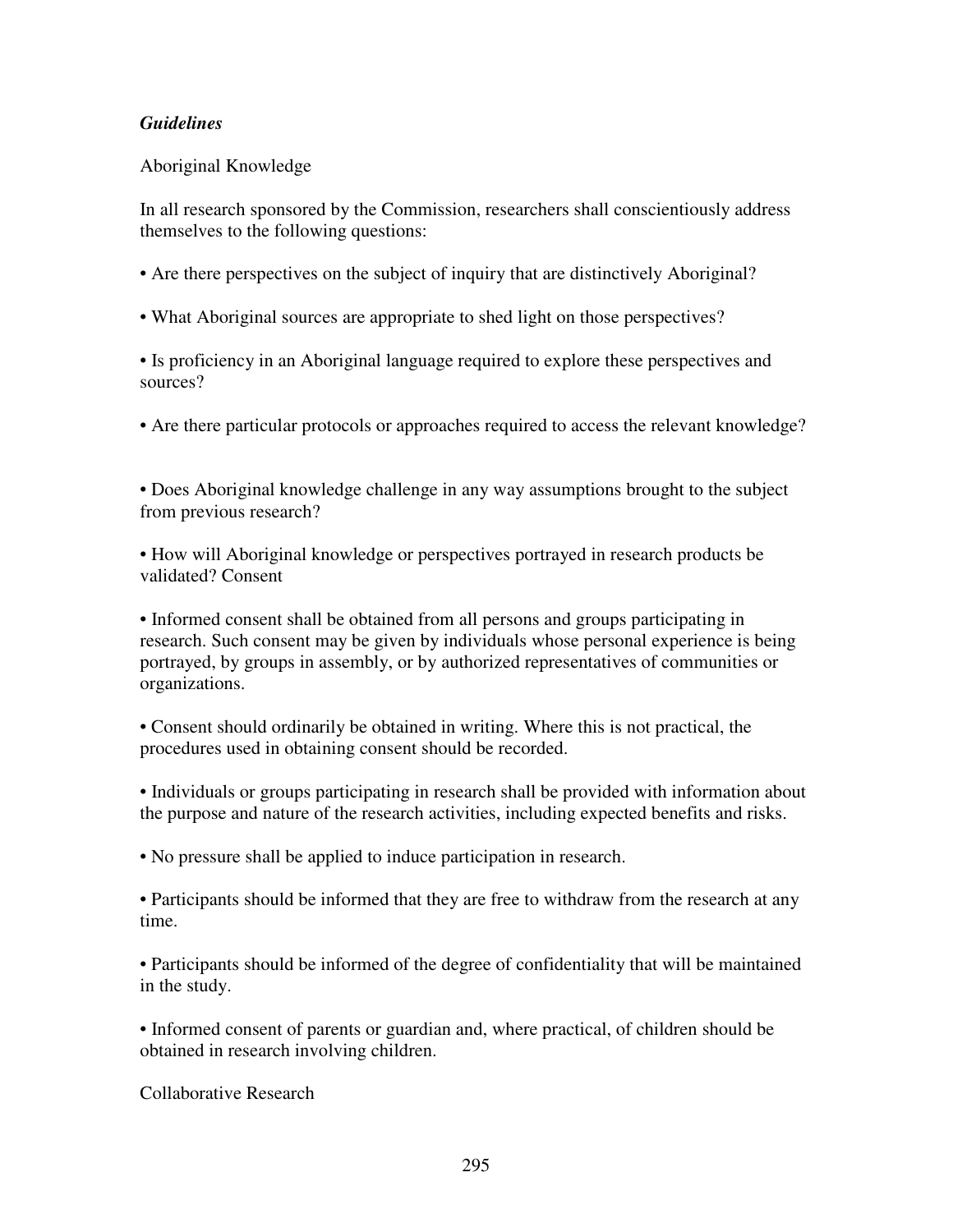*Guidelines*

Aboriginal Knowledge

In all research sponsored by the Commission, researchers shall conscientiously address themselves to the following questions:

- Are there perspectives on the subject of inquiry that are distinctively Aboriginal?
- What Aboriginal sources are appropriate to shed light on those perspectives?
- Is proficiency in an Aboriginal language required to explore these perspectives and sources?
- Are there particular protocols or approaches required to access the relevant knowledge?
- Does Aboriginal knowledge challenge in any way assumptions brought to the subject from previous research?
- How will Aboriginal knowledge or perspectives portrayed in research products be validated? Consent

- Informed consent shall be obtained from all persons and groups participating in research. Such consent may be given by individuals whose personal experience is being portrayed, by groups in assembly, or by authorized representatives of communities or organizations.
- Consent should ordinarily be obtained in writing. Where this is not practical, the procedures used in obtaining consent should be recorded.
- Individuals or groups participating in research shall be provided with information about the purpose and nature of the research activities, including expected benefits and risks.
- No pressure shall be applied to induce participation in research.
- Participants should be informed that they are free to withdraw from the research at any time.
- Participants should be informed of the degree of confidentiality that will be maintained in the study.
- Informed consent of parents or guardian and, where practical, of children should be obtained in research involving children.

Collaborative Research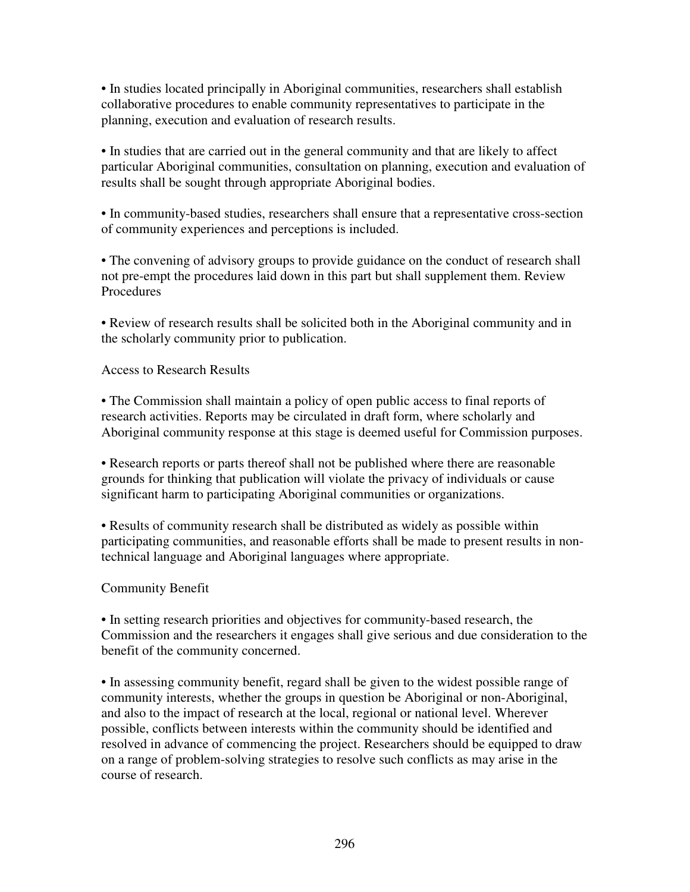• In studies located principally in Aboriginal communities, researchers shall establish collaborative procedures to enable community representatives to participate in the planning, execution and evaluation of research results.

• In studies that are carried out in the general community and that are likely to affect particular Aboriginal communities, consultation on planning, execution and evaluation of results shall be sought through appropriate Aboriginal bodies.

• In community-based studies, researchers shall ensure that a representative cross-section of community experiences and perceptions is included.

• The convening of advisory groups to provide guidance on the conduct of research shall not pre-empt the procedures laid down in this part but shall supplement them. Review Procedures

• Review of research results shall be solicited both in the Aboriginal community and in the scholarly community prior to publication.

Access to Research Results

• The Commission shall maintain a policy of open public access to final reports of research activities. Reports may be circulated in draft form, where scholarly and Aboriginal community response at this stage is deemed useful for Commission purposes.

• Research reports or parts thereof shall not be published where there are reasonable grounds for thinking that publication will violate the privacy of individuals or cause significant harm to participating Aboriginal communities or organizations.

• Results of community research shall be distributed as widely as possible within participating communities, and reasonable efforts shall be made to present results in non-technical language and Aboriginal languages where appropriate.

Community Benefit

• In setting research priorities and objectives for community-based research, the Commission and the researchers it engages shall give serious and due consideration to the benefit of the community concerned.

• In assessing community benefit, regard shall be given to the widest possible range of community interests, whether the groups in question be Aboriginal or non-Aboriginal, and also to the impact of research at the local, regional or national level. Wherever possible, conflicts between interests within the community should be identified and resolved in advance of commencing the project. Researchers should be equipped to draw on a range of problem-solving strategies to resolve such conflicts as may arise in the course of research.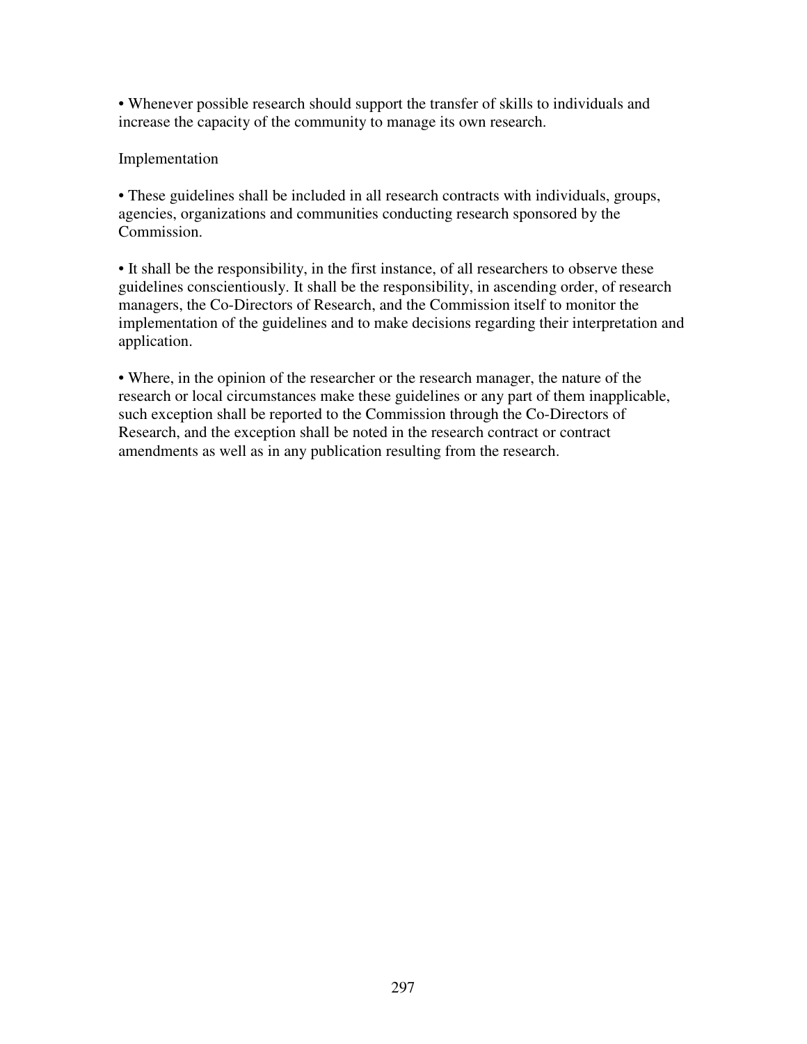- Whenever possible research should support the transfer of skills to individuals and increase the capacity of the community to manage its own research.

Implementation

- These guidelines shall be included in all research contracts with individuals, groups, agencies, organizations and communities conducting research sponsored by the Commission.

- It shall be the responsibility, in the first instance, of all researchers to observe these guidelines conscientiously. It shall be the responsibility, in ascending order, of research managers, the Co-Directors of Research, and the Commission itself to monitor the implementation of the guidelines and to make decisions regarding their interpretation and application.

- Where, in the opinion of the researcher or the research manager, the nature of the research or local circumstances make these guidelines or any part of them inapplicable, such exception shall be reported to the Commission through the Co-Directors of Research, and the exception shall be noted in the research contract or contract amendments as well as in any publication resulting from the research.